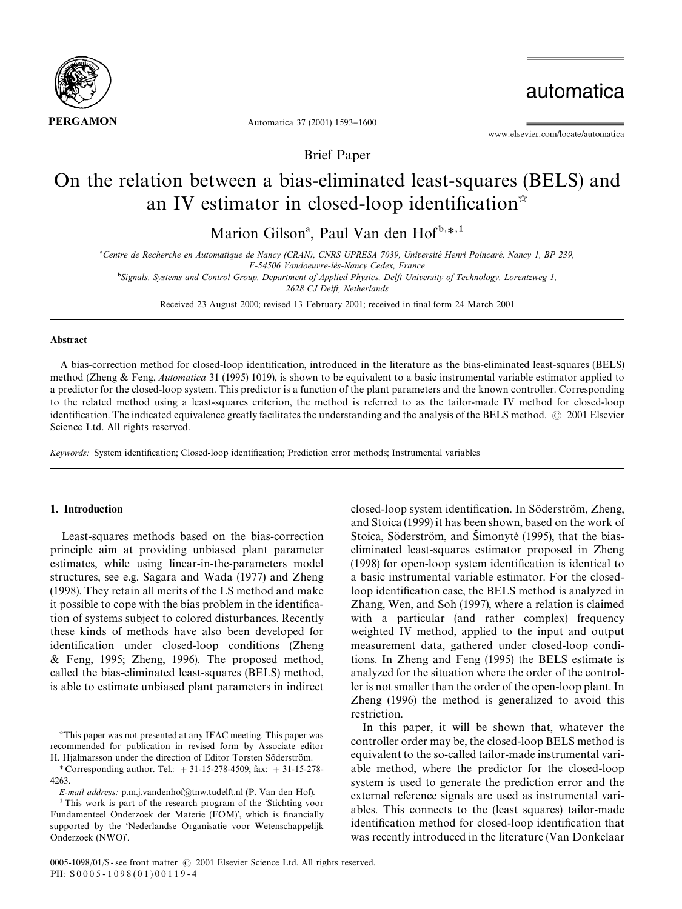Brief Paper

# On the relation between a bias-eliminated least-squares (BELS) and an IV estimator in closed-loop identification☆

Marion Gilson[a], Paul Van den Hof[b,*,1]

[a]Centre de Recherche en Automatique de Nancy (CRAN), CNRS UPRESA 7039, Université Henri Poincaré, Nancy 1, BP 239, F-54506 Vandoeuvre-lès-Nancy Cedex, France

[b]Signals, Systems and Control Group, Department of Applied Physics, Delft University of Technology, Lorentzweg 1, 2628 CJ Delft, Netherlands

Received 23 August 2000; revised 13 February 2001; received in final form 24 March 2001

## Abstract

A bias-correction method for closed-loop identification, introduced in the literature as the bias-eliminated least-squares (BELS) method (Zheng & Feng, *Automatica* 31 (1995) 1019), is shown to be equivalent to a basic instrumental variable estimator applied to a predictor for the closed-loop system. This predictor is a function of the plant parameters and the known controller. Corresponding to the related method using a least-squares criterion, the method is referred to as the tailor-made IV method for closed-loop identification. The indicated equivalence greatly facilitates the understanding and the analysis of the BELS method. © 2001 Elsevier Science Ltd. All rights reserved.

*Keywords:* System identification; Closed-loop identification; Prediction error methods; Instrumental variables

## 1. Introduction

Least-squares methods based on the bias-correction principle aim at providing unbiased plant parameter estimates, while using linear-in-the-parameters model structures, see e.g. Sagara and Wada (1977) and Zheng (1998). They retain all merits of the LS method and make it possible to cope with the bias problem in the identification of systems subject to colored disturbances. Recently these kinds of methods have also been developed for identification under closed-loop conditions (Zheng & Feng, 1995; Zheng, 1996). The proposed method, called the bias-eliminated least-squares (BELS) method, is able to estimate unbiased plant parameters in indirect closed-loop system identification. In Söderström, Zheng, and Stoica (1999) it has been shown, based on the work of Stoica, Söderström, and Šimonytė (1995), that the bias-eliminated least-squares estimator proposed in Zheng (1998) for open-loop system identification is identical to a basic instrumental variable estimator. For the closed-loop identification case, the BELS method is analyzed in Zhang, Wen, and Soh (1997), where a relation is claimed with a particular (and rather complex) frequency weighted IV method, applied to the input and output measurement data, gathered under closed-loop conditions. In Zheng and Feng (1995) the BELS estimate is analyzed for the situation where the order of the controller is not smaller than the order of the open-loop plant. In Zheng (1996) the method is generalized to avoid this restriction.

In this paper, it will be shown that, whatever the controller order may be, the closed-loop BELS method is equivalent to the so-called tailor-made instrumental variable method, where the predictor for the closed-loop system is used to generate the prediction error and the external reference signals are used as instrumental variables. This connects to the (least squares) tailor-made identification method for closed-loop identification that was recently introduced in the literature (Van Donkelaar

---

☆This paper was not presented at any IFAC meeting. This paper was recommended for publication in revised form by Associate editor H. Hjalmarsson under the direction of Editor Torsten Söderström.

* Corresponding author. Tel.: + 31-15-278-4509; fax: + 31-15-278-4263.

*E-mail address:* p.m.j.vandenhof@tnw.tudelft.nl (P. Van den Hof).

[1] This work is part of the research program of the 'Stichting voor Fundamenteel Onderzoek der Materie (FOM)', which is financially supported by the 'Nederlandse Organisatie voor Wetenschappelijk Onderzoek (NWO)'.

0005-1098/01/$ - see front matter © 2001 Elsevier Science Ltd. All rights reserved.
PII: S0005-1098(01)00119-4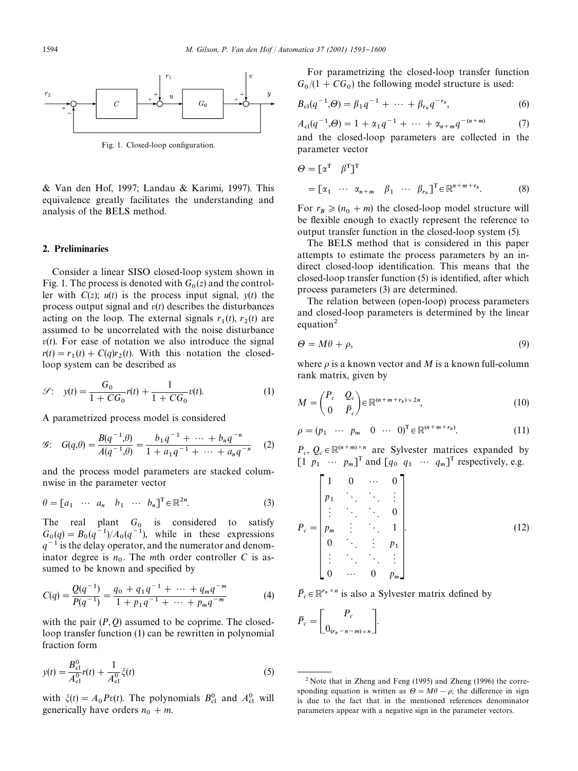Fig. 1. Closed-loop configuration.

& Van den Hof, 1997; Landau & Karimi, 1997). This equivalence greatly facilitates the understanding and analysis of the BELS method.

## 2. Preliminaries

Consider a linear SISO closed-loop system shown in Fig. 1. The process is denoted with $G_0(z)$ and the controller with $C(z)$; $u(t)$ is the process input signal, $y(t)$ the process output signal and $v(t)$ describes the disturbances acting on the loop. The external signals $r_1(t)$, $r_2(t)$ are assumed to be uncorrelated with the noise disturbance $v(t)$. For ease of notation we also introduce the signal $r(t) = r_1(t) + C(q)r_2(t)$. With this notation the closed-loop system can be described as

$$\mathscr{S}: \quad y(t) = \frac{G_0}{1 + CG_0} r(t) + \frac{1}{1 + CG_0} v(t). \tag{1}$$

A parametrized process model is considered

$$\mathscr{G}: \quad G(q,\theta) = \frac{B(q^{-1},\theta)}{A(q^{-1},\theta)} = \frac{b_1 q^{-1} + \cdots + b_n q^{-n}}{1 + a_1 q^{-1} + \cdots + a_n q^{-n}} \tag{2}$$

and the process model parameters are stacked columnwise in the parameter vector

$$\theta = [a_1 \ \cdots \ a_n \ \ b_1 \ \cdots \ b_n]^{\mathrm{T}} \in \mathbb{R}^{2n}. \tag{3}$$

The real plant $G_0$ is considered to satisfy $G_0(q) = B_0(q^{-1})/A_0(q^{-1})$, while in these expressions $q^{-1}$ is the delay operator, and the numerator and denominator degree is $n_0$. The $m$th order controller $C$ is assumed to be known and specified by

$$C(q) = \frac{Q(q^{-1})}{P(q^{-1})} = \frac{q_0 + q_1 q^{-1} + \cdots + q_m q^{-m}}{1 + p_1 q^{-1} + \cdots + p_m q^{-m}} \tag{4}$$

with the pair $(P, Q)$ assumed to be coprime. The closed-loop transfer function (1) can be rewritten in polynomial fraction form

$$y(t) = \frac{B_{\mathrm{cl}}^0}{A_{\mathrm{cl}}^0} r(t) + \frac{1}{A_{\mathrm{cl}}^0} \xi(t) \tag{5}$$

with $\xi(t) = A_0 P v(t)$. The polynomials $B_{\mathrm{cl}}^0$ and $A_{\mathrm{cl}}^0$ will generically have orders $n_0 + m$.

For parametrizing the closed-loop transfer function $G_0/(1 + CG_0)$ the following model structure is used:

$$B_{\mathrm{cl}}(q^{-1},\Theta) = \beta_1 q^{-1} + \cdots + \beta_{r_B} q^{-r_B}, \tag{6}$$

$$A_{\mathrm{cl}}(q^{-1},\Theta) = 1 + \alpha_1 q^{-1} + \cdots + \alpha_{n+m} q^{-(n+m)} \tag{7}$$

and the closed-loop parameters are collected in the parameter vector

$$\begin{aligned} \Theta &= [\alpha^{\mathrm{T}} \ \ \beta^{\mathrm{T}}]^{\mathrm{T}} \\ &= [\alpha_1 \ \cdots \ \alpha_{n+m} \ \ \beta_1 \ \cdots \ \beta_{r_B}]^{\mathrm{T}} \in \mathbb{R}^{n+m+r_B}. \end{aligned} \tag{8}$$

For $r_B \geqslant (n_0 + m)$ the closed-loop model structure will be flexible enough to exactly represent the reference to output transfer function in the closed-loop system (5).

The BELS method that is considered in this paper attempts to estimate the process parameters by an indirect closed-loop identification. This means that the closed-loop transfer function (5) is identified, after which process parameters (3) are determined.

The relation between (open-loop) process parameters and closed-loop parameters is determined by the linear equation[2]

$$\Theta = M\theta + \rho, \tag{9}$$

where $\rho$ is a known vector and $M$ is a known full-column rank matrix, given by

$$M = \begin{pmatrix} P_c & Q_c \\ 0 & \bar{P}_c \end{pmatrix} \in \mathbb{R}^{(n+m+r_B) \times 2n}, \tag{10}$$

$$\rho = (p_1 \ \cdots \ p_m \ \ 0 \ \cdots \ 0)^{\mathrm{T}} \in \mathbb{R}^{(n+m+r_B)}. \tag{11}$$

$P_c, Q_c \in \mathbb{R}^{(n+m) \times n}$ are Sylvester matrices expanded by $[1 \ p_1 \ \cdots \ p_m]^{\mathrm{T}}$ and $[q_0 \ q_1 \ \cdots \ q_m]^{\mathrm{T}}$ respectively, e.g.

$$P_c = \begin{bmatrix} 1 & 0 & \cdots & 0 \\ p_1 & \ddots & \ddots & \vdots \\ \vdots & \ddots & \ddots & 0 \\ p_m & \vdots & \ddots & 1 \\ 0 & \ddots & \vdots & p_1 \\ \vdots & \ddots & \ddots & \vdots \\ 0 & \cdots & 0 & p_m \end{bmatrix}. \tag{12}$$

$\bar{P}_c \in \mathbb{R}^{r_B \times n}$ is also a Sylvester matrix defined by

$$\bar{P}_c = \begin{bmatrix} P_c \\ 0_{(r_B - n - m) \times n} \end{bmatrix}.$$

---

[2] Note that in Zheng and Feng (1995) and Zheng (1996) the corresponding equation is written as $\Theta = M\theta - \rho$; the difference in sign is due to the fact that in the mentioned references denominator parameters appear with a negative sign in the parameter vectors.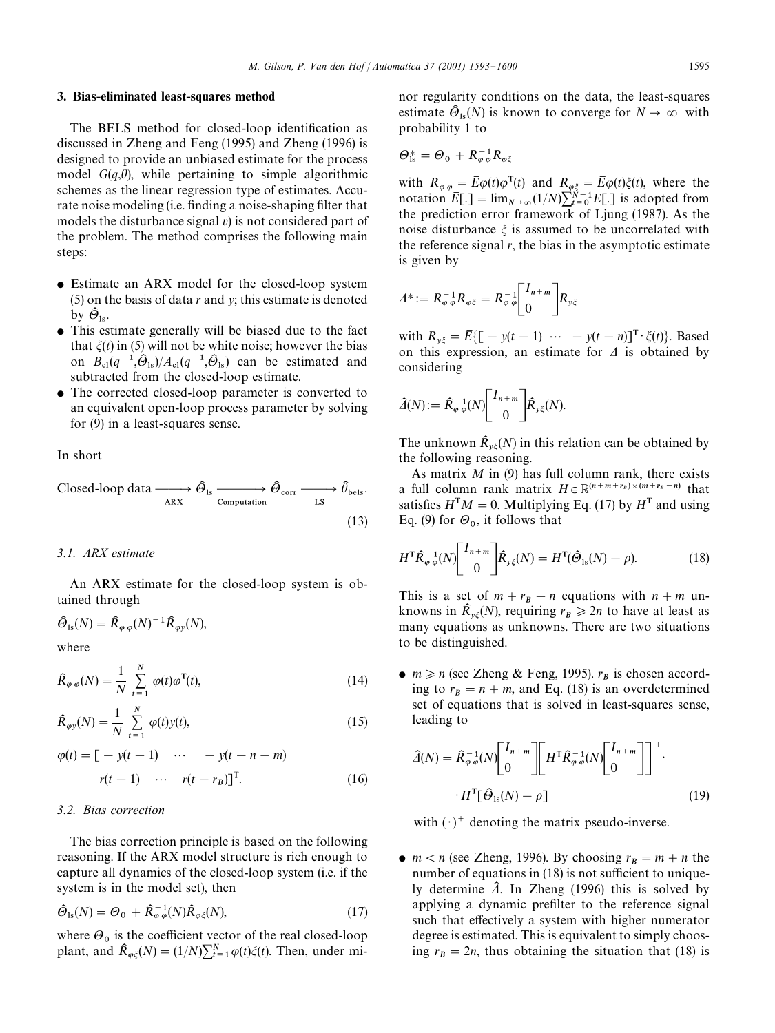## 3. Bias-eliminated least-squares method

The BELS method for closed-loop identification as discussed in Zheng and Feng (1995) and Zheng (1996) is designed to provide an unbiased estimate for the process model $G(q,\theta)$, while pertaining to simple algorithmic schemes as the linear regression type of estimates. Accurate noise modeling (i.e. finding a noise-shaping filter that models the disturbance signal $v$) is not considered part of the problem. The method comprises the following main steps:

- Estimate an ARX model for the closed-loop system (5) on the basis of data $r$ and $y$; this estimate is denoted by $\hat{\Theta}_{\text{ls}}$.
- This estimate generally will be biased due to the fact that $\xi(t)$ in (5) will not be white noise; however the bias on $B_{\text{cl}}(q^{-1},\hat{\Theta}_{\text{ls}})/A_{\text{cl}}(q^{-1},\hat{\Theta}_{\text{ls}})$ can be estimated and subtracted from the closed-loop estimate.
- The corrected closed-loop parameter is converted to an equivalent open-loop process parameter by solving for (9) in a least-squares sense.

In short

$$\text{Closed-loop data} \xrightarrow[\text{ARX}]{} \hat{\Theta}_{\text{ls}} \xrightarrow[\text{Computation}]{} \hat{\Theta}_{\text{corr}} \xrightarrow[\text{LS}]{} \hat{\theta}_{\text{bels}}. \tag{13}$$

### 3.1. ARX estimate

An ARX estimate for the closed-loop system is obtained through

$$\hat{\Theta}_{\text{ls}}(N) = \hat{R}_{\varphi\varphi}(N)^{-1}\hat{R}_{\varphi y}(N),$$

where

$$\hat{R}_{\varphi\varphi}(N) = \frac{1}{N}\sum_{t=1}^{N}\varphi(t)\varphi^{\text{T}}(t), \tag{14}$$

$$\hat{R}_{\varphi y}(N) = \frac{1}{N}\sum_{t=1}^{N}\varphi(t)y(t), \tag{15}$$

$$\varphi(t) = [-y(t-1) \quad \cdots \quad -y(t-n-m) \quad r(t-1) \quad \cdots \quad r(t-r_B)]^{\text{T}}. \tag{16}$$

### 3.2. Bias correction

The bias correction principle is based on the following reasoning. If the ARX model structure is rich enough to capture all dynamics of the closed-loop system (i.e. if the system is in the model set), then

$$\hat{\Theta}_{\text{ls}}(N) = \Theta_0 + \hat{R}_{\varphi\varphi}^{-1}(N)\hat{R}_{\varphi\xi}(N), \tag{17}$$

where $\Theta_0$ is the coefficient vector of the real closed-loop plant, and $\hat{R}_{\varphi\xi}(N) = (1/N)\sum_{t=1}^{N}\varphi(t)\xi(t)$. Then, under minor regularity conditions on the data, the least-squares estimate $\hat{\Theta}_{\text{ls}}(N)$ is known to converge for $N \to \infty$ with probability 1 to

$$\Theta_{\text{ls}}^{*} = \Theta_0 + R_{\varphi\varphi}^{-1}R_{\varphi\xi}$$

with $R_{\varphi\varphi} = \bar{E}\varphi(t)\varphi^{\text{T}}(t)$ and $R_{\varphi\xi} = \bar{E}\varphi(t)\xi(t)$, where the notation $\bar{E}[.] = \lim_{N\to\infty}(1/N)\sum_{t=0}^{N-1}E[.]$ is adopted from the prediction error framework of Ljung (1987). As the noise disturbance $\xi$ is assumed to be uncorrelated with the reference signal $r$, the bias in the asymptotic estimate is given by

$$\Delta^{*} := R_{\varphi\varphi}^{-1}R_{\varphi\xi} = R_{\varphi\varphi}^{-1}\begin{bmatrix} I_{n+m} \\ 0 \end{bmatrix} R_{y\xi}$$

with $R_{y\xi} = \bar{E}\{[-y(t-1) \ \cdots \ -y(t-n)]^{\text{T}} \cdot \xi(t)\}$. Based on this expression, an estimate for $\Delta$ is obtained by considering

$$\hat{\Delta}(N) := \hat{R}_{\varphi\varphi}^{-1}(N)\begin{bmatrix} I_{n+m} \\ 0 \end{bmatrix}\hat{R}_{y\xi}(N).$$

The unknown $\hat{R}_{y\xi}(N)$ in this relation can be obtained by the following reasoning.

As matrix $M$ in (9) has full column rank, there exists a full column rank matrix $H \in \mathbb{R}^{(n+m+r_B)\times(m+r_B-n)}$ that satisfies $H^{\text{T}}M = 0$. Multiplying Eq. (17) by $H^{\text{T}}$ and using Eq. (9) for $\Theta_0$, it follows that

$$H^{\text{T}}\hat{R}_{\varphi\varphi}^{-1}(N)\begin{bmatrix} I_{n+m} \\ 0 \end{bmatrix}\hat{R}_{y\xi}(N) = H^{\text{T}}(\hat{\Theta}_{\text{ls}}(N) - \rho). \tag{18}$$

This is a set of $m + r_B - n$ equations with $n + m$ unknowns in $\hat{R}_{y\xi}(N)$, requiring $r_B \geqslant 2n$ to have at least as many equations as unknowns. There are two situations to be distinguished.

- $m \geqslant n$ (see Zheng & Feng, 1995). $r_B$ is chosen according to $r_B = n + m$, and Eq. (18) is an overdetermined set of equations that is solved in least-squares sense, leading to

$$\hat{\Delta}(N) = \hat{R}_{\varphi\varphi}^{-1}(N)\begin{bmatrix} I_{n+m} \\ 0 \end{bmatrix}\left[H^{\text{T}}\hat{R}_{\varphi\varphi}^{-1}(N)\begin{bmatrix} I_{n+m} \\ 0 \end{bmatrix}\right]^{+} \cdot H^{\text{T}}[\hat{\Theta}_{\text{ls}}(N) - \rho] \tag{19}$$

  with $(\cdot)^{+}$ denoting the matrix pseudo-inverse.

- $m < n$ (see Zheng, 1996). By choosing $r_B = m + n$ the number of equations in (18) is not sufficient to uniquely determine $\hat{\Delta}$. In Zheng (1996) this is solved by applying a dynamic prefilter to the reference signal such that effectively a system with higher numerator degree is estimated. This is equivalent to simply choosing $r_B = 2n$, thus obtaining the situation that (18) is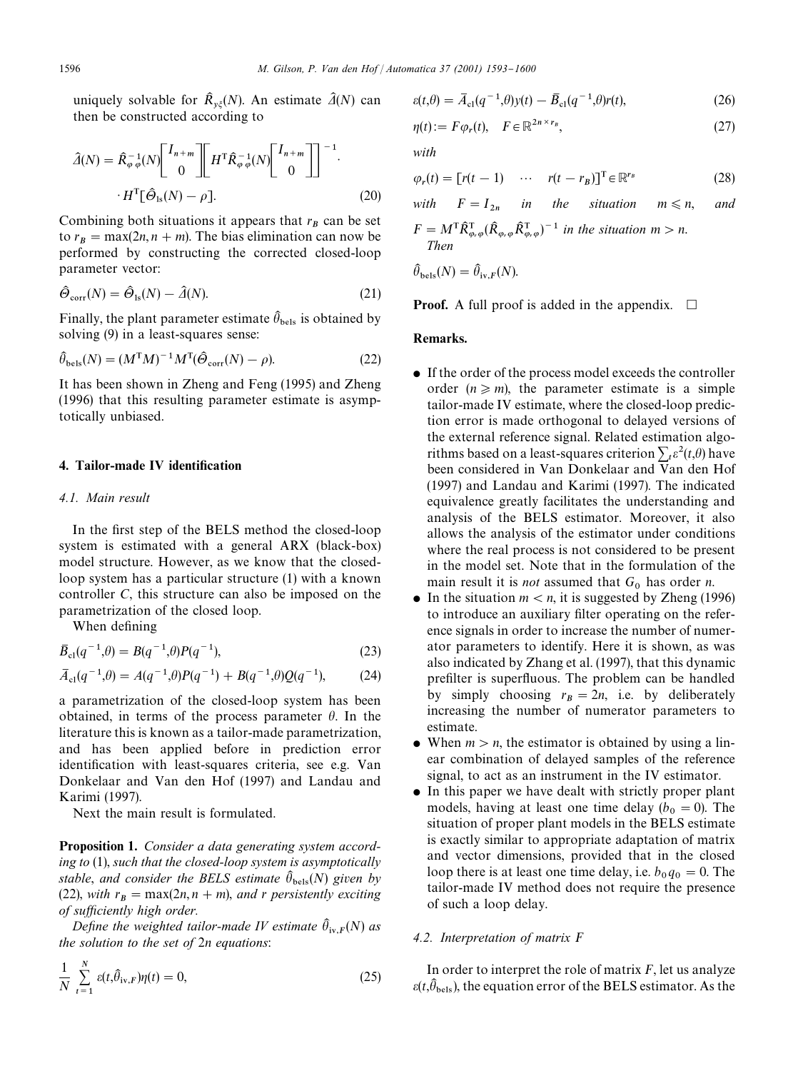uniquely solvable for $\hat{R}_{y\xi}(N)$. An estimate $\hat{\Delta}(N)$ can then be constructed according to

$$\hat{\Delta}(N) = \hat{R}_{\varphi\varphi}^{-1}(N)\begin{bmatrix} I_{n+m} \\ 0 \end{bmatrix}\left[H^{\mathrm{T}}\hat{R}_{\varphi\varphi}^{-1}(N)\begin{bmatrix} I_{n+m} \\ 0 \end{bmatrix}\right]^{-1} \cdot H^{\mathrm{T}}[\hat{\Theta}_{\mathrm{ls}}(N) - \rho]. \tag{20}$$

Combining both situations it appears that $r_B$ can be set to $r_B = \max(2n, n+m)$. The bias elimination can now be performed by constructing the corrected closed-loop parameter vector:

$$\hat{\Theta}_{\mathrm{corr}}(N) = \hat{\Theta}_{\mathrm{ls}}(N) - \hat{\Delta}(N). \tag{21}$$

Finally, the plant parameter estimate $\hat{\theta}_{\mathrm{bels}}$ is obtained by solving (9) in a least-squares sense:

$$\hat{\theta}_{\mathrm{bels}}(N) = (M^{\mathrm{T}}M)^{-1}M^{\mathrm{T}}(\hat{\Theta}_{\mathrm{corr}}(N) - \rho). \tag{22}$$

It has been shown in Zheng and Feng (1995) and Zheng (1996) that this resulting parameter estimate is asymptotically unbiased.

## 4. Tailor-made IV identification

### 4.1. Main result

In the first step of the BELS method the closed-loop system is estimated with a general ARX (black-box) model structure. However, as we know that the closed-loop system has a particular structure (1) with a known controller $C$, this structure can also be imposed on the parametrization of the closed loop.

When defining

$$\bar{B}_{\mathrm{cl}}(q^{-1},\theta) = B(q^{-1},\theta)P(q^{-1}), \tag{23}$$

$$\bar{A}_{\mathrm{cl}}(q^{-1},\theta) = A(q^{-1},\theta)P(q^{-1}) + B(q^{-1},\theta)Q(q^{-1}), \tag{24}$$

a parametrization of the closed-loop system has been obtained, in terms of the process parameter $\theta$. In the literature this is known as a tailor-made parametrization, and has been applied before in prediction error identification with least-squares criteria, see e.g. Van Donkelaar and Van den Hof (1997) and Landau and Karimi (1997).

Next the main result is formulated.

**Proposition 1.** *Consider a data generating system according to* (1), *such that the closed-loop system is asymptotically stable, and consider the BELS estimate* $\hat{\theta}_{\mathrm{bels}}(N)$ *given by* (22), *with* $r_B = \max(2n, n+m)$, *and* $r$ *persistently exciting of sufficiently high order.*

*Define the weighted tailor-made IV estimate* $\hat{\theta}_{\mathrm{iv},F}(N)$ *as the solution to the set of* $2n$ *equations*:

$$\frac{1}{N}\sum_{t=1}^{N}\varepsilon(t,\hat{\theta}_{\mathrm{iv},F})\eta(t) = 0, \tag{25}$$

$$\varepsilon(t,\theta) = \bar{A}_{\mathrm{cl}}(q^{-1},\theta)y(t) - \bar{B}_{\mathrm{cl}}(q^{-1},\theta)r(t), \tag{26}$$

$$\eta(t) := F\varphi_r(t), \quad F \in \mathbb{R}^{2n \times r_B}, \tag{27}$$

*with*

$$\varphi_r(t) = [r(t-1) \quad \cdots \quad r(t-r_B)]^{\mathrm{T}} \in \mathbb{R}^{r_B} \tag{28}$$

*with* $F = I_{2n}$ *in the situation* $m \leqslant n$, *and* $F = M^{\mathrm{T}}\hat{R}_{\varphi_r\varphi}^{\mathrm{T}}(\hat{R}_{\varphi_r\varphi}\hat{R}_{\varphi_r\varphi}^{\mathrm{T}})^{-1}$ *in the situation* $m > n$. *Then*

$$\hat{\theta}_{\mathrm{bels}}(N) = \hat{\theta}_{\mathrm{iv},F}(N).$$

**Proof.** A full proof is added in the appendix. $\square$

**Remarks.**

- If the order of the process model exceeds the controller order ($n \geqslant m$), the parameter estimate is a simple tailor-made IV estimate, where the closed-loop prediction error is made orthogonal to delayed versions of the external reference signal. Related estimation algorithms based on a least-squares criterion $\sum_t \varepsilon^2(t,\theta)$ have been considered in Van Donkelaar and Van den Hof (1997) and Landau and Karimi (1997). The indicated equivalence greatly facilitates the understanding and analysis of the BELS estimator. Moreover, it also allows the analysis of the estimator under conditions where the real process is not considered to be present in the model set. Note that in the formulation of the main result it is *not* assumed that $G_0$ has order $n$.
- In the situation $m < n$, it is suggested by Zheng (1996) to introduce an auxiliary filter operating on the reference signals in order to increase the number of numerator parameters to identify. Here it is shown, as was also indicated by Zhang et al. (1997), that this dynamic prefilter is superfluous. The problem can be handled by simply choosing $r_B = 2n$, i.e. by deliberately increasing the number of numerator parameters to estimate.
- When $m > n$, the estimator is obtained by using a linear combination of delayed samples of the reference signal, to act as an instrument in the IV estimator.
- In this paper we have dealt with strictly proper plant models, having at least one time delay ($b_0 = 0$). The situation of proper plant models in the BELS estimate is exactly similar to appropriate adaptation of matrix and vector dimensions, provided that in the closed loop there is at least one time delay, i.e. $b_0 q_0 = 0$. The tailor-made IV method does not require the presence of such a loop delay.

### 4.2. Interpretation of matrix F

In order to interpret the role of matrix $F$, let us analyze $\varepsilon(t,\hat{\theta}_{\mathrm{bels}})$, the equation error of the BELS estimator. As the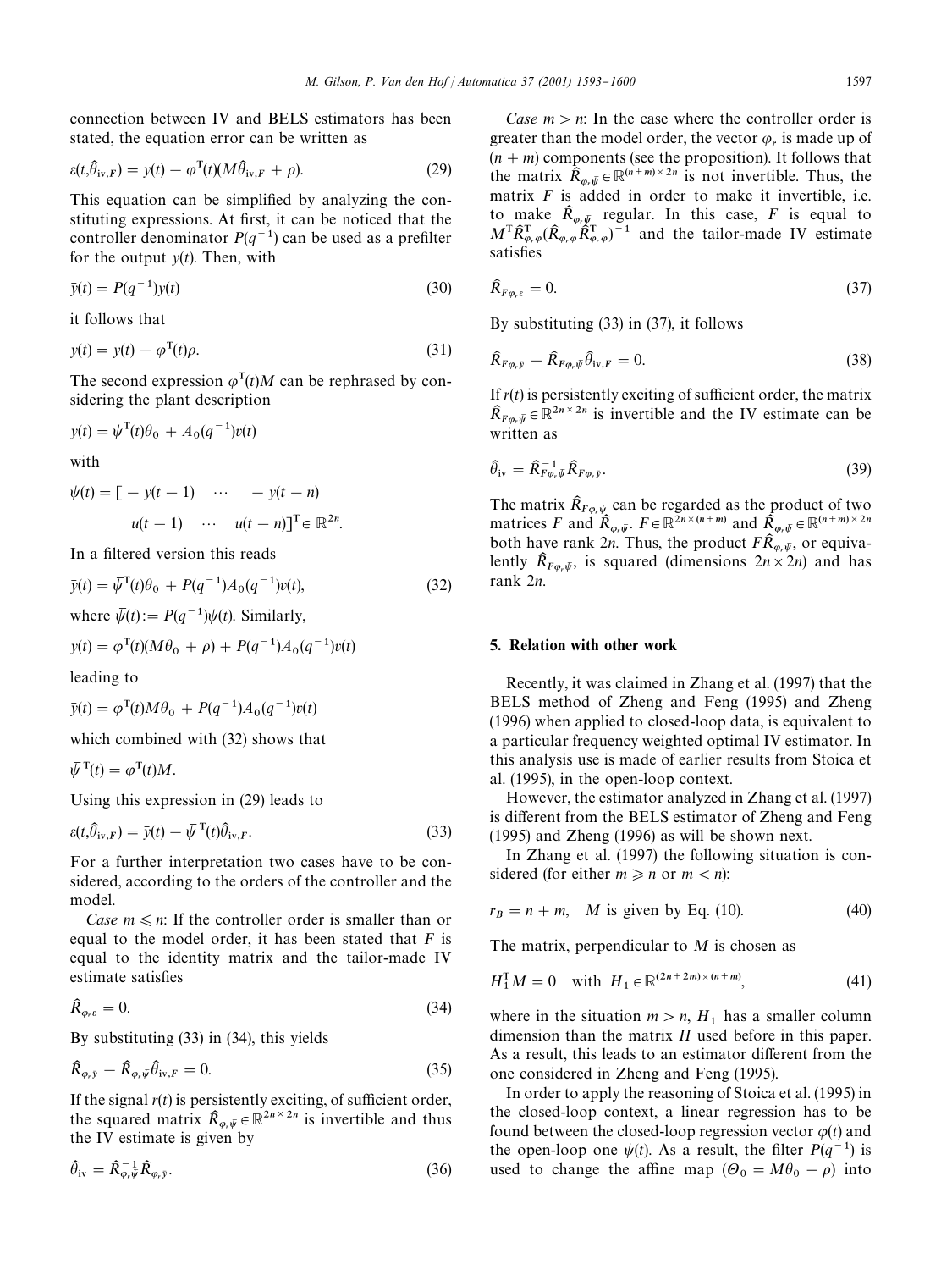connection between IV and BELS estimators has been stated, the equation error can be written as

$$\varepsilon(t,\hat{\theta}_{\mathrm{iv},F}) = y(t) - \varphi^{\mathrm{T}}(t)(M\hat{\theta}_{\mathrm{iv},F} + \rho). \tag{29}$$

This equation can be simplified by analyzing the constituting expressions. At first, it can be noticed that the controller denominator $P(q^{-1})$ can be used as a prefilter for the output $y(t)$. Then, with

$$\bar{y}(t) = P(q^{-1})y(t) \tag{30}$$

it follows that

$$\bar{y}(t) = y(t) - \varphi^{\mathrm{T}}(t)\rho. \tag{31}$$

The second expression $\varphi^{\mathrm{T}}(t)M$ can be rephrased by considering the plant description

$$y(t) = \psi^{\mathrm{T}}(t)\theta_0 + A_0(q^{-1})v(t)$$

with

$$\psi(t) = [\,-y(t-1) \quad \cdots \quad -y(t-n) \quad u(t-1) \quad \cdots \quad u(t-n)]^{\mathrm{T}} \in \mathbb{R}^{2n}.$$

In a filtered version this reads

$$\bar{y}(t) = \bar{\psi}^{\mathrm{T}}(t)\theta_0 + P(q^{-1})A_0(q^{-1})v(t), \tag{32}$$

where $\bar{\psi}(t) := P(q^{-1})\psi(t)$. Similarly,

$$y(t) = \varphi^{\mathrm{T}}(t)(M\theta_0 + \rho) + P(q^{-1})A_0(q^{-1})v(t)$$

leading to

$$\bar{y}(t) = \varphi^{\mathrm{T}}(t)M\theta_0 + P(q^{-1})A_0(q^{-1})v(t)$$

which combined with (32) shows that

$$\bar{\psi}^{\mathrm{T}}(t) = \varphi^{\mathrm{T}}(t)M.$$

Using this expression in (29) leads to

$$\varepsilon(t,\hat{\theta}_{\mathrm{iv},F}) = \bar{y}(t) - \bar{\psi}^{\mathrm{T}}(t)\hat{\theta}_{\mathrm{iv},F}. \tag{33}$$

For a further interpretation two cases have to be considered, according to the orders of the controller and the model.

*Case* $m \leqslant n$: If the controller order is smaller than or equal to the model order, it has been stated that $F$ is equal to the identity matrix and the tailor-made IV estimate satisfies

$$\hat{R}_{\varphi_r\varepsilon} = 0. \tag{34}$$

By substituting (33) in (34), this yields

$$\hat{R}_{\varphi_r\bar{y}} - \hat{R}_{\varphi_r\bar{\psi}}\hat{\theta}_{\mathrm{iv},F} = 0. \tag{35}$$

If the signal $r(t)$ is persistently exciting, of sufficient order, the squared matrix $\hat{R}_{\varphi_r\bar{\psi}} \in \mathbb{R}^{2n\times 2n}$ is invertible and thus the IV estimate is given by

$$\hat{\theta}_{\mathrm{iv}} = \hat{R}^{-1}_{\varphi_r\bar{\psi}}\hat{R}_{\varphi_r\bar{y}}. \tag{36}$$

*Case* $m > n$: In the case where the controller order is greater than the model order, the vector $\varphi_r$ is made up of $(n+m)$ components (see the proposition). It follows that the matrix $\hat{R}_{\varphi_r\bar{\psi}} \in \mathbb{R}^{(n+m)\times 2n}$ is not invertible. Thus, the matrix $F$ is added in order to make it invertible, i.e. to make $\hat{R}_{\varphi_r\bar{\psi}}$ regular. In this case, $F$ is equal to $M^{\mathrm{T}}\hat{R}^{\mathrm{T}}_{\varphi_r\varphi}(\hat{R}_{\varphi_r\varphi}\hat{R}^{\mathrm{T}}_{\varphi_r\varphi})^{-1}$ and the tailor-made IV estimate satisfies

$$\hat{R}_{F\varphi_r\varepsilon} = 0. \tag{37}$$

By substituting (33) in (37), it follows

$$\hat{R}_{F\varphi_r\bar{y}} - \hat{R}_{F\varphi_r\bar{\psi}}\hat{\theta}_{\mathrm{iv},F} = 0. \tag{38}$$

If $r(t)$ is persistently exciting of sufficient order, the matrix $\hat{R}_{F\varphi_r\bar{\psi}} \in \mathbb{R}^{2n\times 2n}$ is invertible and the IV estimate can be written as

$$\hat{\theta}_{\mathrm{iv}} = \hat{R}^{-1}_{F\varphi_r\bar{\psi}}\hat{R}_{F\varphi_r\bar{y}}. \tag{39}$$

The matrix $\hat{R}_{F\varphi_r\bar{\psi}}$ can be regarded as the product of two matrices $F$ and $\hat{R}_{\varphi_r\bar{\psi}}$. $F \in \mathbb{R}^{2n\times(n+m)}$ and $\hat{R}_{\varphi_r\bar{\psi}} \in \mathbb{R}^{(n+m)\times 2n}$ both have rank $2n$. Thus, the product $F\hat{R}_{\varphi_r\bar{\psi}}$, or equivalently $\hat{R}_{F\varphi_r\bar{\psi}}$, is squared (dimensions $2n\times 2n$) and has rank $2n$.

## 5. Relation with other work

Recently, it was claimed in Zhang et al. (1997) that the BELS method of Zheng and Feng (1995) and Zheng (1996) when applied to closed-loop data, is equivalent to a particular frequency weighted optimal IV estimator. In this analysis use is made of earlier results from Stoica et al. (1995), in the open-loop context.

However, the estimator analyzed in Zhang et al. (1997) is different from the BELS estimator of Zheng and Feng (1995) and Zheng (1996) as will be shown next.

In Zhang et al. (1997) the following situation is considered (for either $m \geqslant n$ or $m < n$):

$$r_B = n + m, \quad M \text{ is given by Eq. (10)}. \tag{40}$$

The matrix, perpendicular to $M$ is chosen as

$$H_1^{\mathrm{T}}M = 0 \quad \text{with } H_1 \in \mathbb{R}^{(2n+2m)\times(n+m)}, \tag{41}$$

where in the situation $m > n$, $H_1$ has a smaller column dimension than the matrix $H$ used before in this paper. As a result, this leads to an estimator different from the one considered in Zheng and Feng (1995).

In order to apply the reasoning of Stoica et al. (1995) in the closed-loop context, a linear regression has to be found between the closed-loop regression vector $\varphi(t)$ and the open-loop one $\psi(t)$. As a result, the filter $P(q^{-1})$ is used to change the affine map $(\Theta_0 = M\theta_0 + \rho)$ into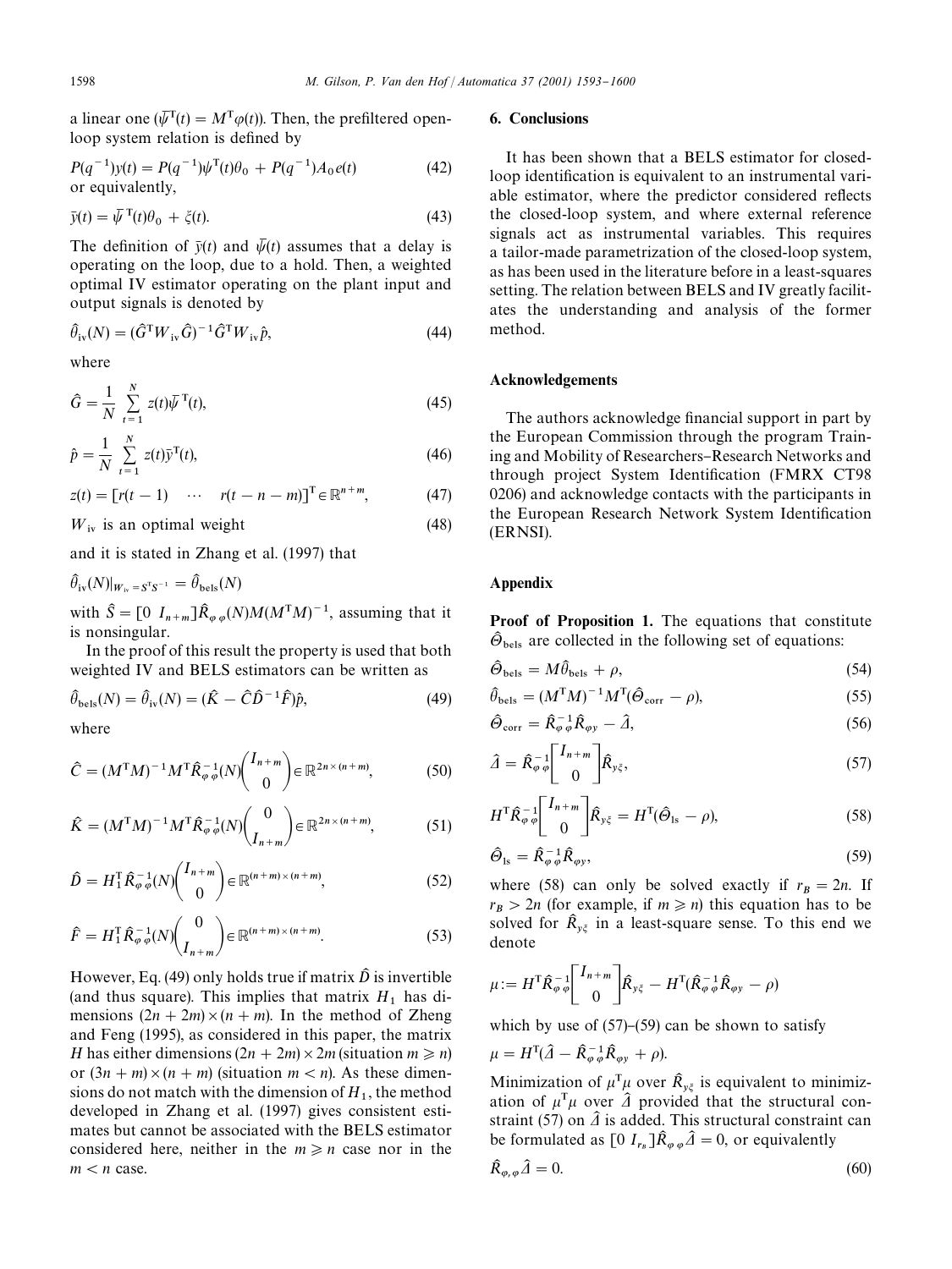a linear one ($\bar{\psi}^{\mathrm{T}}(t) = M^{\mathrm{T}}\varphi(t)$). Then, the prefiltered open-loop system relation is defined by

$$P(q^{-1})y(t) = P(q^{-1})\psi^{\mathrm{T}}(t)\theta_0 + P(q^{-1})A_0 e(t) \tag{42}$$

or equivalently,

$$\bar{y}(t) = \bar{\psi}^{\mathrm{T}}(t)\theta_0 + \xi(t). \tag{43}$$

The definition of $\bar{y}(t)$ and $\bar{\psi}(t)$ assumes that a delay is operating on the loop, due to a hold. Then, a weighted optimal IV estimator operating on the plant input and output signals is denoted by

$$\hat{\theta}_{\mathrm{iv}}(N) = (\hat{G}^{\mathrm{T}} W_{\mathrm{iv}} \hat{G})^{-1} \hat{G}^{\mathrm{T}} W_{\mathrm{iv}} \hat{p}, \tag{44}$$

where

$$\hat{G} = \frac{1}{N} \sum_{t=1}^{N} z(t)\bar{\psi}^{\mathrm{T}}(t), \tag{45}$$

$$\hat{p} = \frac{1}{N} \sum_{t=1}^{N} z(t)\bar{y}^{\mathrm{T}}(t), \tag{46}$$

$$z(t) = [r(t-1) \quad \cdots \quad r(t-n-m)]^{\mathrm{T}} \in \mathbb{R}^{n+m}, \tag{47}$$

$W_{\mathrm{iv}}$ is an optimal weight (48)

and it is stated in Zhang et al. (1997) that

$$\hat{\theta}_{\mathrm{iv}}(N)|_{W_{\mathrm{iv}} = S^{\mathrm{T}}S^{-1}} = \hat{\theta}_{\mathrm{bels}}(N)$$

with $\hat{S} = [0 \;\; I_{n+m}]\hat{R}_{\varphi\varphi}(N)M(M^{\mathrm{T}}M)^{-1}$, assuming that it is nonsingular.

In the proof of this result the property is used that both weighted IV and BELS estimators can be written as

$$\hat{\theta}_{\mathrm{bels}}(N) = \hat{\theta}_{\mathrm{iv}}(N) = (\hat{K} - \hat{C}\hat{D}^{-1}\hat{F})\hat{p}, \tag{49}$$

where

$$\hat{C} = (M^{\mathrm{T}}M)^{-1}M^{\mathrm{T}}\hat{R}_{\varphi\varphi}^{-1}(N)\begin{pmatrix} I_{n+m} \\ 0 \end{pmatrix} \in \mathbb{R}^{2n \times (n+m)}, \tag{50}$$

$$\hat{K} = (M^{\mathrm{T}}M)^{-1}M^{\mathrm{T}}\hat{R}_{\varphi\varphi}^{-1}(N)\begin{pmatrix} 0 \\ I_{n+m} \end{pmatrix} \in \mathbb{R}^{2n \times (n+m)}, \tag{51}$$

$$\hat{D} = H_1^{\mathrm{T}}\hat{R}_{\varphi\varphi}^{-1}(N)\begin{pmatrix} I_{n+m} \\ 0 \end{pmatrix} \in \mathbb{R}^{(n+m) \times (n+m)}, \tag{52}$$

$$\hat{F} = H_1^{\mathrm{T}}\hat{R}_{\varphi\varphi}^{-1}(N)\begin{pmatrix} 0 \\ I_{n+m} \end{pmatrix} \in \mathbb{R}^{(n+m) \times (n+m)}. \tag{53}$$

However, Eq. (49) only holds true if matrix $\hat{D}$ is invertible (and thus square). This implies that matrix $H_1$ has dimensions $(2n+2m) \times (n+m)$. In the method of Zheng and Feng (1995), as considered in this paper, the matrix $H$ has either dimensions $(2n+2m) \times 2m$ (situation $m \geqslant n$) or $(3n+m) \times (n+m)$ (situation $m < n$). As these dimensions do not match with the dimension of $H_1$, the method developed in Zhang et al. (1997) gives consistent estimates but cannot be associated with the BELS estimator considered here, neither in the $m \geqslant n$ case nor in the $m < n$ case.

## 6. Conclusions

It has been shown that a BELS estimator for closed-loop identification is equivalent to an instrumental variable estimator, where the predictor considered reflects the closed-loop system, and where external reference signals act as instrumental variables. This requires a tailor-made parametrization of the closed-loop system, as has been used in the literature before in a least-squares setting. The relation between BELS and IV greatly facilitates the understanding and analysis of the former method.

## Acknowledgements

The authors acknowledge financial support in part by the European Commission through the program Training and Mobility of Researchers–Research Networks and through project System Identification (FMRX CT98 0206) and acknowledge contacts with the participants in the European Research Network System Identification (ERNSI).

## Appendix

**Proof of Proposition 1.** The equations that constitute $\hat{\Theta}_{\mathrm{bels}}$ are collected in the following set of equations:

$$\hat{\Theta}_{\mathrm{bels}} = M\hat{\theta}_{\mathrm{bels}} + \rho, \tag{54}$$

$$\hat{\theta}_{\mathrm{bels}} = (M^{\mathrm{T}}M)^{-1}M^{\mathrm{T}}(\hat{\Theta}_{\mathrm{corr}} - \rho), \tag{55}$$

$$\hat{\Theta}_{\mathrm{corr}} = \hat{R}_{\varphi\varphi}^{-1}\hat{R}_{\varphi y} - \hat{\Delta}, \tag{56}$$

$$\hat{\Delta} = \hat{R}_{\varphi\varphi}^{-1}\begin{bmatrix} I_{n+m} \\ 0 \end{bmatrix}\hat{R}_{y\xi}, \tag{57}$$

$$H^{\mathrm{T}}\hat{R}_{\varphi\varphi}^{-1}\begin{bmatrix} I_{n+m} \\ 0 \end{bmatrix}\hat{R}_{y\xi} = H^{\mathrm{T}}(\hat{\Theta}_{\mathrm{ls}} - \rho), \tag{58}$$

$$\hat{\Theta}_{\mathrm{ls}} = \hat{R}_{\varphi\varphi}^{-1}\hat{R}_{\varphi y}, \tag{59}$$

where (58) can only be solved exactly if $r_B = 2n$. If $r_B > 2n$ (for example, if $m \geqslant n$) this equation has to be solved for $\hat{R}_{y\xi}$ in a least-square sense. To this end we denote

$$\mu := H^{\mathrm{T}}\hat{R}_{\varphi\varphi}^{-1}\begin{bmatrix} I_{n+m} \\ 0 \end{bmatrix}\hat{R}_{y\xi} - H^{\mathrm{T}}(\hat{R}_{\varphi\varphi}^{-1}\hat{R}_{\varphi y} - \rho)$$

which by use of (57)–(59) can be shown to satisfy

$$\mu = H^{\mathrm{T}}(\hat{\Delta} - \hat{R}_{\varphi\varphi}^{-1}\hat{R}_{\varphi y} + \rho).$$

Minimization of $\mu^{\mathrm{T}}\mu$ over $\hat{R}_{y\xi}$ is equivalent to minimization of $\mu^{\mathrm{T}}\mu$ over $\hat{\Delta}$ provided that the structural constraint (57) on $\hat{\Delta}$ is added. This structural constraint can be formulated as $[0 \;\; I_{r_u}]\hat{R}_{\varphi\varphi}\hat{\Delta} = 0$, or equivalently

$$\hat{R}_{\varphi_r\varphi}\hat{\Delta} = 0. \tag{60}$$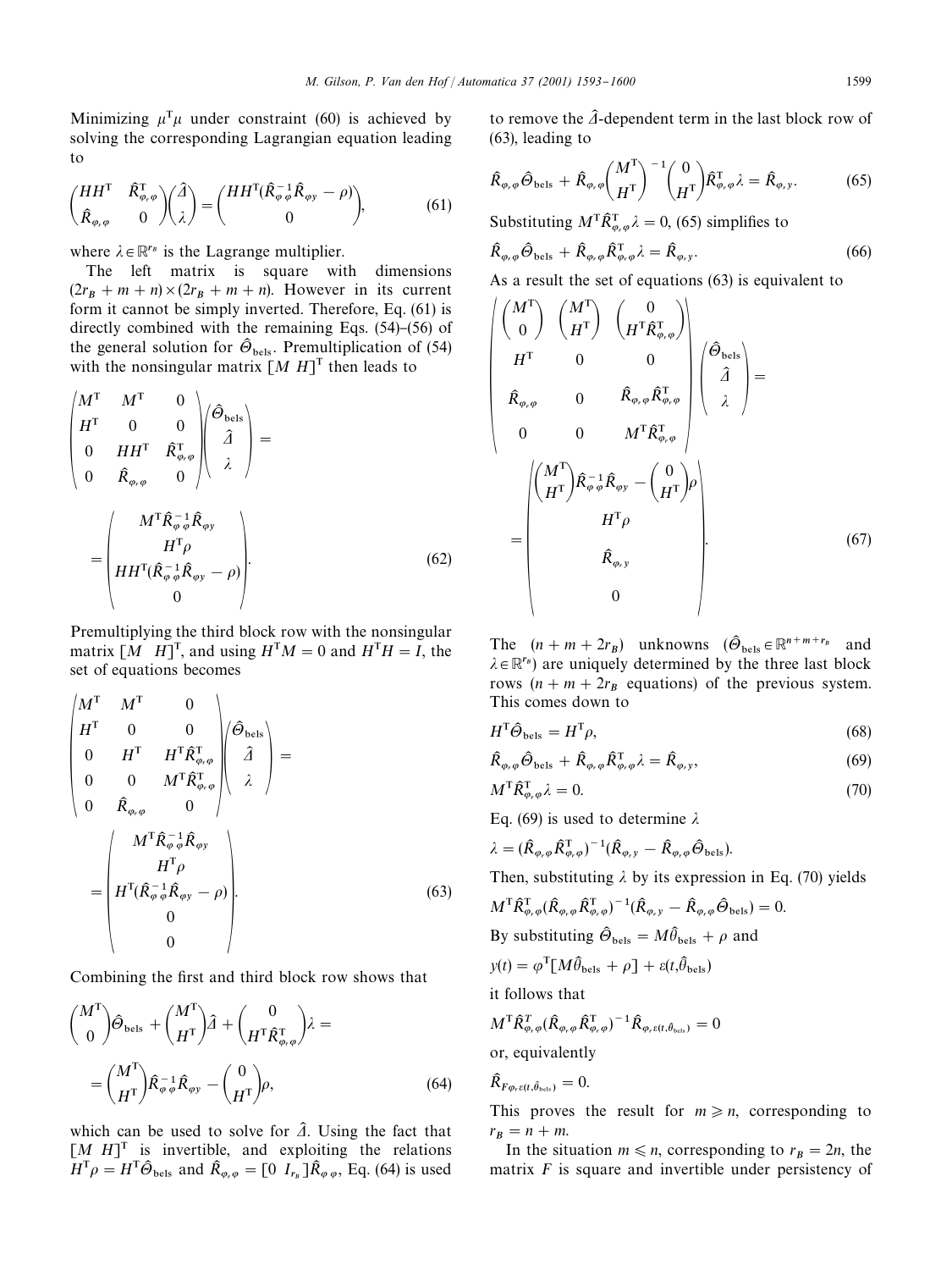Minimizing $\mu^T\mu$ under constraint (60) is achieved by solving the corresponding Lagrangian equation leading to

$$\begin{pmatrix} HH^T & \hat{R}_{\varphi_r\varphi}^T \\ \hat{R}_{\varphi_r\varphi} & 0 \end{pmatrix}\begin{pmatrix} \hat{\Delta} \\ \lambda \end{pmatrix} = \begin{pmatrix} HH^T(\hat{R}_{\varphi\varphi}^{-1}\hat{R}_{\varphi y} - \rho) \\ 0 \end{pmatrix}, \tag{61}$$

where $\lambda \in \mathbb{R}^{r_B}$ is the Lagrange multiplier.

The left matrix is square with dimensions $(2r_B + m + n) \times (2r_B + m + n)$. However in its current form it cannot be simply inverted. Therefore, Eq. (61) is directly combined with the remaining Eqs. (54)–(56) of the general solution for $\hat{\Theta}_{\text{bels}}$. Premultiplication of (54) with the nonsingular matrix $[M\ H]^T$ then leads to

$$\begin{pmatrix} M^T & M^T & 0 \\ H^T & 0 & 0 \\ 0 & HH^T & \hat{R}_{\varphi_r\varphi}^T \\ 0 & \hat{R}_{\varphi_r\varphi} & 0 \end{pmatrix}\begin{pmatrix} \hat{\Theta}_{\text{bels}} \\ \hat{\Delta} \\ \lambda \end{pmatrix} = \begin{pmatrix} M^T\hat{R}_{\varphi\varphi}^{-1}\hat{R}_{\varphi y} \\ H^T\rho \\ HH^T(\hat{R}_{\varphi\varphi}^{-1}\hat{R}_{\varphi y} - \rho) \\ 0 \end{pmatrix}. \tag{62}$$

Premultiplying the third block row with the nonsingular matrix $[M\ \ H]^T$, and using $H^TM = 0$ and $H^TH = I$, the set of equations becomes

$$\begin{pmatrix} M^T & M^T & 0 \\ H^T & 0 & 0 \\ 0 & H^T & H^T\hat{R}_{\varphi_r\varphi}^T \\ 0 & 0 & M^T\hat{R}_{\varphi_r\varphi}^T \\ 0 & \hat{R}_{\varphi_r\varphi} & 0 \end{pmatrix}\begin{pmatrix} \hat{\Theta}_{\text{bels}} \\ \hat{\Delta} \\ \lambda \end{pmatrix} = \begin{pmatrix} M^T\hat{R}_{\varphi\varphi}^{-1}\hat{R}_{\varphi y} \\ H^T\rho \\ H^T(\hat{R}_{\varphi\varphi}^{-1}\hat{R}_{\varphi y} - \rho) \\ 0 \\ 0 \end{pmatrix}. \tag{63}$$

Combining the first and third block row shows that

$$\begin{pmatrix} M^T \\ 0 \end{pmatrix}\hat{\Theta}_{\text{bels}} + \begin{pmatrix} M^T \\ H^T \end{pmatrix}\hat{\Delta} + \begin{pmatrix} 0 \\ H^T\hat{R}_{\varphi_r\varphi}^T \end{pmatrix}\lambda = \begin{pmatrix} M^T \\ H^T \end{pmatrix}\hat{R}_{\varphi\varphi}^{-1}\hat{R}_{\varphi y} - \begin{pmatrix} 0 \\ H^T \end{pmatrix}\rho, \tag{64}$$

which can be used to solve for $\hat{\Delta}$. Using the fact that $[M\ H]^T$ is invertible, and exploiting the relations $H^T\rho = H^T\hat{\Theta}_{\text{bels}}$ and $\hat{R}_{\varphi_r\varphi} = [0\ I_{r_B}]\hat{R}_{\varphi\varphi}$, Eq. (64) is used to remove the $\hat{\Delta}$-dependent term in the last block row of (63), leading to

$$\hat{R}_{\varphi_r\varphi}\hat{\Theta}_{\text{bels}} + \hat{R}_{\varphi_r\varphi}\begin{pmatrix} M^T \\ H^T \end{pmatrix}^{-1}\begin{pmatrix} 0 \\ H^T \end{pmatrix}\hat{R}_{\varphi_r\varphi}^T\lambda = \hat{R}_{\varphi_r y}. \tag{65}$$

Substituting $M^T\hat{R}_{\varphi_r\varphi}^T\lambda = 0$, (65) simplifies to

$$\hat{R}_{\varphi_r\varphi}\hat{\Theta}_{\text{bels}} + \hat{R}_{\varphi_r\varphi}\hat{R}_{\varphi_r\varphi}^T\lambda = \hat{R}_{\varphi_r y}. \tag{66}$$

As a result the set of equations (63) is equivalent to

$$\begin{pmatrix} \begin{pmatrix} M^T \\ 0 \end{pmatrix} & \begin{pmatrix} M^T \\ H^T \end{pmatrix} & \begin{pmatrix} 0 \\ H^T\hat{R}_{\varphi_r\varphi}^T \end{pmatrix} \\ H^T & 0 & 0 \\ \hat{R}_{\varphi_r\varphi} & 0 & \hat{R}_{\varphi_r\varphi}\hat{R}_{\varphi_r\varphi}^T \\ 0 & 0 & M^T\hat{R}_{\varphi_r\varphi}^T \end{pmatrix}\begin{pmatrix} \hat{\Theta}_{\text{bels}} \\ \hat{\Delta} \\ \lambda \end{pmatrix} = \begin{pmatrix} \begin{pmatrix} M^T \\ H^T \end{pmatrix}\hat{R}_{\varphi\varphi}^{-1}\hat{R}_{\varphi y} - \begin{pmatrix} 0 \\ H^T \end{pmatrix}\rho \\ H^T\rho \\ \hat{R}_{\varphi_r y} \\ 0 \end{pmatrix}. \tag{67}$$

The $(n + m + 2r_B)$ unknowns ($\hat{\Theta}_{\text{bels}} \in \mathbb{R}^{n+m+r_B}$ and $\lambda \in \mathbb{R}^{r_B}$) are uniquely determined by the three last block rows $(n + m + 2r_B$ equations) of the previous system. This comes down to

$$H^T\hat{\Theta}_{\text{bels}} = H^T\rho, \tag{68}$$

$$\hat{R}_{\varphi_r\varphi}\hat{\Theta}_{\text{bels}} + \hat{R}_{\varphi_r\varphi}\hat{R}_{\varphi_r\varphi}^T\lambda = \hat{R}_{\varphi_r y}, \tag{69}$$

$$M^T\hat{R}_{\varphi_r\varphi}^T\lambda = 0. \tag{70}$$

Eq. (69) is used to determine $\lambda$

$$\lambda = (\hat{R}_{\varphi_r\varphi}\hat{R}_{\varphi_r\varphi}^T)^{-1}(\hat{R}_{\varphi_r y} - \hat{R}_{\varphi_r\varphi}\hat{\Theta}_{\text{bels}}).$$

Then, substituting $\lambda$ by its expression in Eq. (70) yields

$$M^T\hat{R}_{\varphi_r\varphi}^T(\hat{R}_{\varphi_r\varphi}\hat{R}_{\varphi_r\varphi}^T)^{-1}(\hat{R}_{\varphi_r y} - \hat{R}_{\varphi_r\varphi}\hat{\Theta}_{\text{bels}}) = 0.$$

By substituting $\hat{\Theta}_{\text{bels}} = M\hat{\theta}_{\text{bels}} + \rho$ and

$$y(t) = \varphi^T[M\hat{\theta}_{\text{bels}} + \rho] + \varepsilon(t, \hat{\theta}_{\text{bels}})$$

it follows that

$$M^T\hat{R}_{\varphi_r\varphi}^T(\hat{R}_{\varphi_r\varphi}\hat{R}_{\varphi_r\varphi}^T)^{-1}\hat{R}_{\varphi_r\varepsilon(t,\hat{\theta}_{\text{bels}})} = 0$$

or, equivalently

$$\hat{R}_{F\varphi_r\varepsilon(t,\hat{\theta}_{\text{bels}})} = 0.$$

This proves the result for $m \geqslant n$, corresponding to $r_B = n + m$.

In the situation $m \leqslant n$, corresponding to $r_B = 2n$, the matrix $F$ is square and invertible under persistency of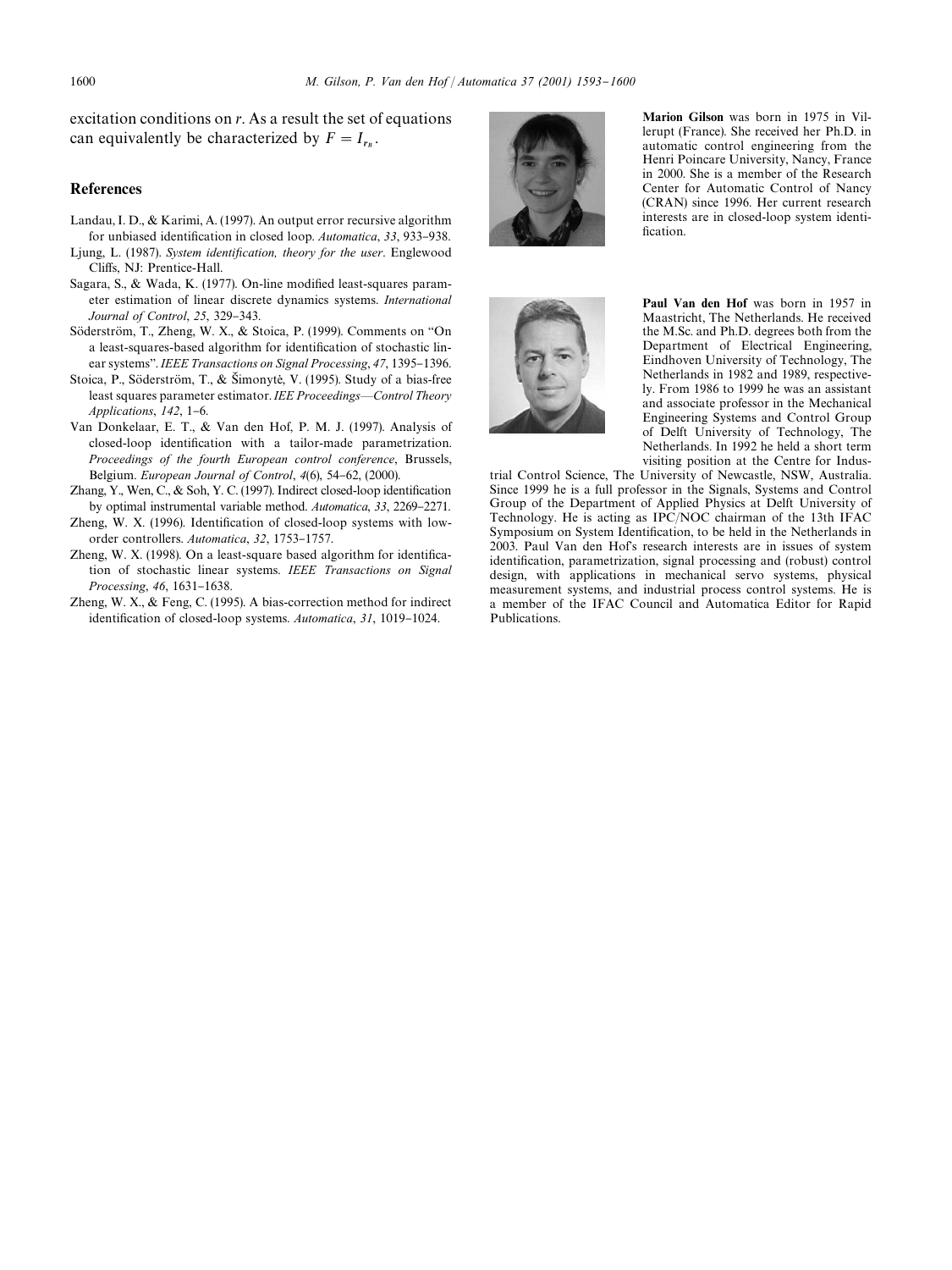excitation conditions on $r$. As a result the set of equations can equivalently be characterized by $F = I_{r_B}$.

## References

Landau, I. D., & Karimi, A. (1997). An output error recursive algorithm for unbiased identification in closed loop. *Automatica*, *33*, 933–938.

Ljung, L. (1987). *System identification, theory for the user*. Englewood Cliffs, NJ: Prentice-Hall.

Sagara, S., & Wada, K. (1977). On-line modified least-squares parameter estimation of linear discrete dynamics systems. *International Journal of Control*, *25*, 329–343.

Söderström, T., Zheng, W. X., & Stoica, P. (1999). Comments on "On a least-squares-based algorithm for identification of stochastic linear systems". *IEEE Transactions on Signal Processing*, *47*, 1395–1396.

Stoica, P., Söderström, T., & Šimonytė, V. (1995). Study of a bias-free least squares parameter estimator. *IEE Proceedings—Control Theory Applications*, *142*, 1–6.

Van Donkelaar, E. T., & Van den Hof, P. M. J. (1997). Analysis of closed-loop identification with a tailor-made parametrization. *Proceedings of the fourth European control conference*, Brussels, Belgium. *European Journal of Control*, *4*(6), 54–62, (2000).

Zhang, Y., Wen, C., & Soh, Y. C. (1997). Indirect closed-loop identification by optimal instrumental variable method. *Automatica*, *33*, 2269–2271.

Zheng, W. X. (1996). Identification of closed-loop systems with low-order controllers. *Automatica*, *32*, 1753–1757.

Zheng, W. X. (1998). On a least-square based algorithm for identification of stochastic linear systems. *IEEE Transactions on Signal Processing*, *46*, 1631–1638.

Zheng, W. X., & Feng, C. (1995). A bias-correction method for indirect identification of closed-loop systems. *Automatica*, *31*, 1019–1024.

**Marion Gilson** was born in 1975 in Villerupt (France). She received her Ph.D. in automatic control engineering from the Henri Poincare University, Nancy, France in 2000. She is a member of the Research Center for Automatic Control of Nancy (CRAN) since 1996. Her current research interests are in closed-loop system identification.

**Paul Van den Hof** was born in 1957 in Maastricht, The Netherlands. He received the M.Sc. and Ph.D. degrees both from the Department of Electrical Engineering, Eindhoven University of Technology, The Netherlands in 1982 and 1989, respectively. From 1986 to 1999 he was an assistant and associate professor in the Mechanical Engineering Systems and Control Group of Delft University of Technology, The Netherlands. In 1992 he held a short term visiting position at the Centre for Industrial Control Science, The University of Newcastle, NSW, Australia. Since 1999 he is a full professor in the Signals, Systems and Control Group of the Department of Applied Physics at Delft University of Technology. He is acting as IPC/NOC chairman of the 13th IFAC Symposium on System Identification, to be held in the Netherlands in 2003. Paul Van den Hof's research interests are in issues of system identification, parametrization, signal processing and (robust) control design, with applications in mechanical servo systems, physical measurement systems, and industrial process control systems. He is a member of the IFAC Council and Automatica Editor for Rapid Publications.